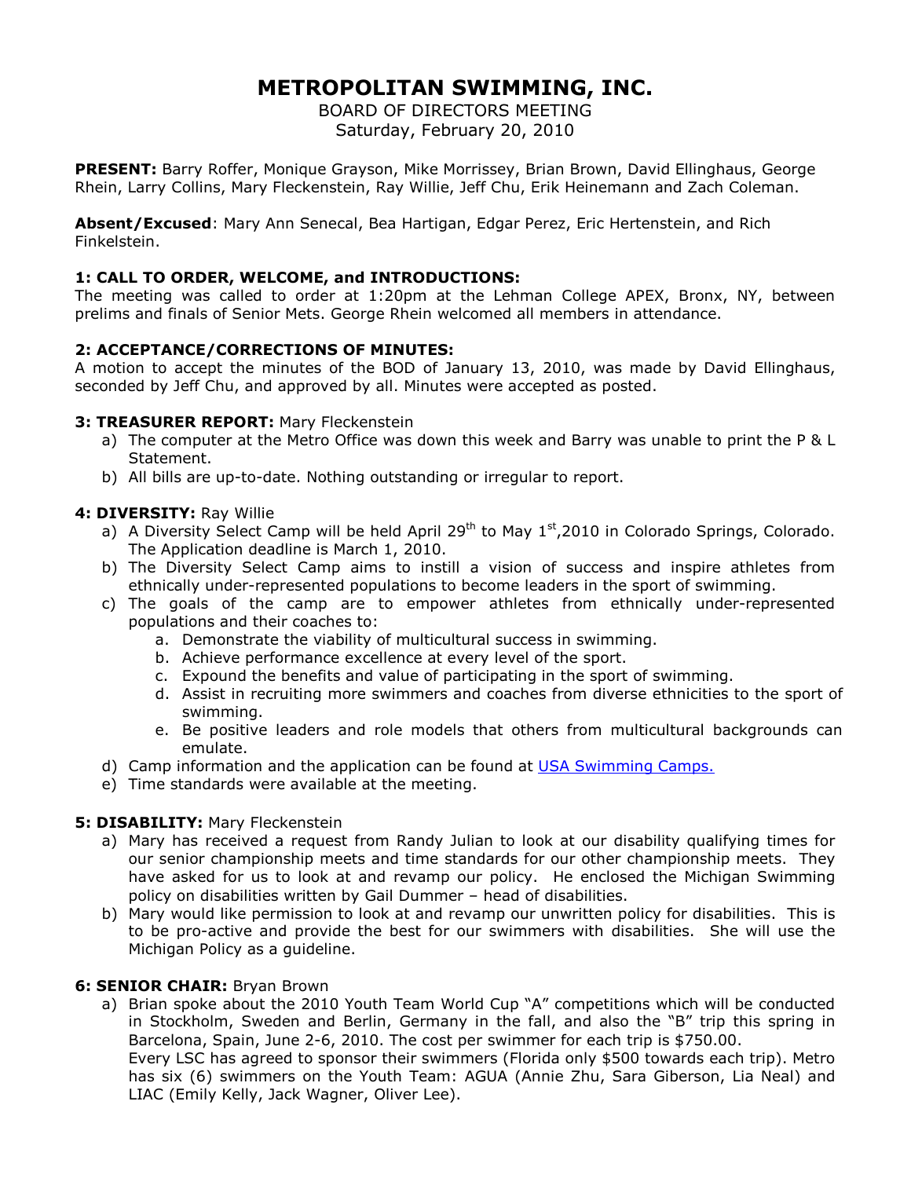# METROPOLITAN SWIMMING, INC.

BOARD OF DIRECTORS MEETING
Saturday, February 20, 2010

**PRESENT:** Barry Roffer, Monique Grayson, Mike Morrissey, Brian Brown, David Ellinghaus, George Rhein, Larry Collins, Mary Fleckenstein, Ray Willie, Jeff Chu, Erik Heinemann and Zach Coleman.

**Absent/Excused**: Mary Ann Senecal, Bea Hartigan, Edgar Perez, Eric Hertenstein, and Rich Finkelstein.

### 1: CALL TO ORDER, WELCOME, and INTRODUCTIONS:

The meeting was called to order at 1:20pm at the Lehman College APEX, Bronx, NY, between prelims and finals of Senior Mets. George Rhein welcomed all members in attendance.

### 2: ACCEPTANCE/CORRECTIONS OF MINUTES:

A motion to accept the minutes of the BOD of January 13, 2010, was made by David Ellinghaus, seconded by Jeff Chu, and approved by all. Minutes were accepted as posted.

### 3: TREASURER REPORT: Mary Fleckenstein

a) The computer at the Metro Office was down this week and Barry was unable to print the P & L Statement.
b) All bills are up-to-date. Nothing outstanding or irregular to report.

### 4: DIVERSITY: Ray Willie

a) A Diversity Select Camp will be held April 29th to May 1st,2010 in Colorado Springs, Colorado. The Application deadline is March 1, 2010.
b) The Diversity Select Camp aims to instill a vision of success and inspire athletes from ethnically under-represented populations to become leaders in the sport of swimming.
c) The goals of the camp are to empower athletes from ethnically under-represented populations and their coaches to:
   a. Demonstrate the viability of multicultural success in swimming.
   b. Achieve performance excellence at every level of the sport.
   c. Expound the benefits and value of participating in the sport of swimming.
   d. Assist in recruiting more swimmers and coaches from diverse ethnicities to the sport of swimming.
   e. Be positive leaders and role models that others from multicultural backgrounds can emulate.
d) Camp information and the application can be found at USA Swimming Camps.
e) Time standards were available at the meeting.

### 5: DISABILITY: Mary Fleckenstein

a) Mary has received a request from Randy Julian to look at our disability qualifying times for our senior championship meets and time standards for our other championship meets. They have asked for us to look at and revamp our policy. He enclosed the Michigan Swimming policy on disabilities written by Gail Dummer – head of disabilities.
b) Mary would like permission to look at and revamp our unwritten policy for disabilities. This is to be pro-active and provide the best for our swimmers with disabilities. She will use the Michigan Policy as a guideline.

### 6: SENIOR CHAIR: Bryan Brown

a) Brian spoke about the 2010 Youth Team World Cup "A" competitions which will be conducted in Stockholm, Sweden and Berlin, Germany in the fall, and also the "B" trip this spring in Barcelona, Spain, June 2-6, 2010. The cost per swimmer for each trip is $750.00.
   Every LSC has agreed to sponsor their swimmers (Florida only $500 towards each trip). Metro has six (6) swimmers on the Youth Team: AGUA (Annie Zhu, Sara Giberson, Lia Neal) and LIAC (Emily Kelly, Jack Wagner, Oliver Lee).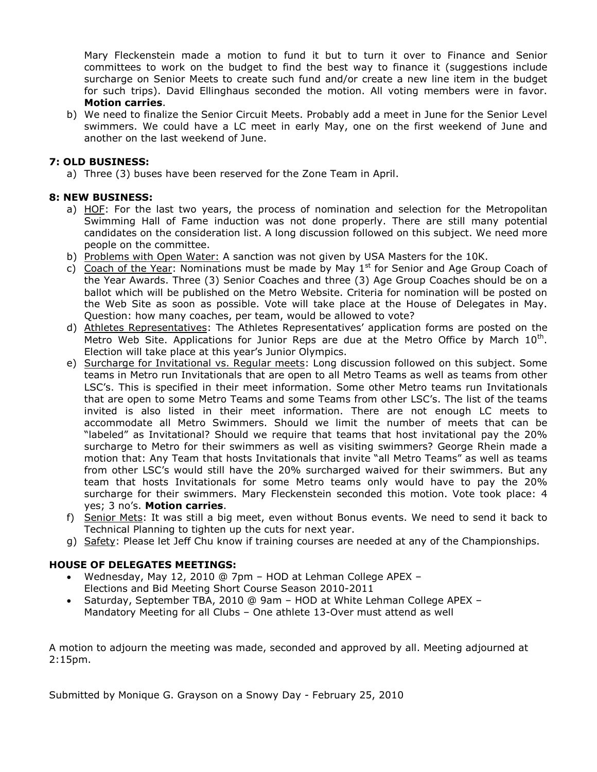Mary Fleckenstein made a motion to fund it but to turn it over to Finance and Senior committees to work on the budget to find the best way to finance it (suggestions include surcharge on Senior Meets to create such fund and/or create a new line item in the budget for such trips). David Ellinghaus seconded the motion. All voting members were in favor. **Motion carries**.

b) We need to finalize the Senior Circuit Meets. Probably add a meet in June for the Senior Level swimmers. We could have a LC meet in early May, one on the first weekend of June and another on the last weekend of June.

**7: OLD BUSINESS:**

a) Three (3) buses have been reserved for the Zone Team in April.

**8: NEW BUSINESS:**

a) HOF: For the last two years, the process of nomination and selection for the Metropolitan Swimming Hall of Fame induction was not done properly. There are still many potential candidates on the consideration list. A long discussion followed on this subject. We need more people on the committee.
b) Problems with Open Water: A sanction was not given by USA Masters for the 10K.
c) Coach of the Year: Nominations must be made by May 1st for Senior and Age Group Coach of the Year Awards. Three (3) Senior Coaches and three (3) Age Group Coaches should be on a ballot which will be published on the Metro Website. Criteria for nomination will be posted on the Web Site as soon as possible. Vote will take place at the House of Delegates in May. Question: how many coaches, per team, would be allowed to vote?
d) Athletes Representatives: The Athletes Representatives' application forms are posted on the Metro Web Site. Applications for Junior Reps are due at the Metro Office by March 10th. Election will take place at this year's Junior Olympics.
e) Surcharge for Invitational vs. Regular meets: Long discussion followed on this subject. Some teams in Metro run Invitationals that are open to all Metro Teams as well as teams from other LSC's. This is specified in their meet information. Some other Metro teams run Invitationals that are open to some Metro Teams and some Teams from other LSC's. The list of the teams invited is also listed in their meet information. There are not enough LC meets to accommodate all Metro Swimmers. Should we limit the number of meets that can be "labeled" as Invitational? Should we require that teams that host invitational pay the 20% surcharge to Metro for their swimmers as well as visiting swimmers? George Rhein made a motion that: Any Team that hosts Invitationals that invite "all Metro Teams" as well as teams from other LSC's would still have the 20% surcharged waived for their swimmers. But any team that hosts Invitationals for some Metro teams only would have to pay the 20% surcharge for their swimmers. Mary Fleckenstein seconded this motion. Vote took place: 4 yes; 3 no's. **Motion carries**.
f) Senior Mets: It was still a big meet, even without Bonus events. We need to send it back to Technical Planning to tighten up the cuts for next year.
g) Safety: Please let Jeff Chu know if training courses are needed at any of the Championships.

**HOUSE OF DELEGATES MEETINGS:**

- Wednesday, May 12, 2010 @ 7pm – HOD at Lehman College APEX – Elections and Bid Meeting Short Course Season 2010-2011
- Saturday, September TBA, 2010 @ 9am – HOD at White Lehman College APEX – Mandatory Meeting for all Clubs – One athlete 13-Over must attend as well

A motion to adjourn the meeting was made, seconded and approved by all. Meeting adjourned at 2:15pm.

Submitted by Monique G. Grayson on a Snowy Day - February 25, 2010